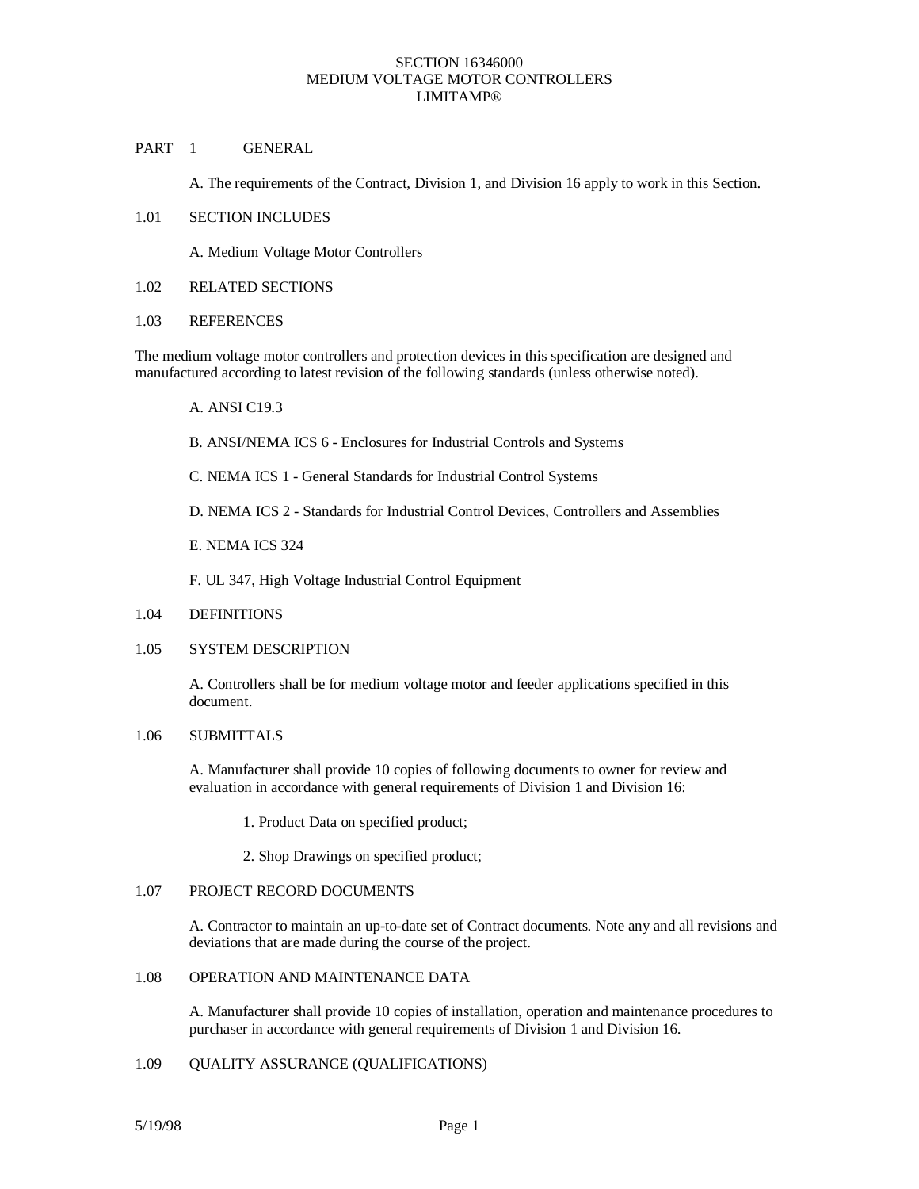# SECTION 16346000
# MEDIUM VOLTAGE MOTOR CONTROLLERS
# LIMITAMP®

## PART 1 GENERAL

A. The requirements of the Contract, Division 1, and Division 16 apply to work in this Section.

### 1.01 SECTION INCLUDES

A. Medium Voltage Motor Controllers

### 1.02 RELATED SECTIONS

### 1.03 REFERENCES

The medium voltage motor controllers and protection devices in this specification are designed and manufactured according to latest revision of the following standards (unless otherwise noted).

A. ANSI C19.3

B. ANSI/NEMA ICS 6 - Enclosures for Industrial Controls and Systems

C. NEMA ICS 1 - General Standards for Industrial Control Systems

D. NEMA ICS 2 - Standards for Industrial Control Devices, Controllers and Assemblies

E. NEMA ICS 324

F. UL 347, High Voltage Industrial Control Equipment

### 1.04 DEFINITIONS

### 1.05 SYSTEM DESCRIPTION

A. Controllers shall be for medium voltage motor and feeder applications specified in this document.

### 1.06 SUBMITTALS

A. Manufacturer shall provide 10 copies of following documents to owner for review and evaluation in accordance with general requirements of Division 1 and Division 16:

1. Product Data on specified product;

2. Shop Drawings on specified product;

### 1.07 PROJECT RECORD DOCUMENTS

A. Contractor to maintain an up-to-date set of Contract documents. Note any and all revisions and deviations that are made during the course of the project.

### 1.08 OPERATION AND MAINTENANCE DATA

A. Manufacturer shall provide 10 copies of installation, operation and maintenance procedures to purchaser in accordance with general requirements of Division 1 and Division 16.

### 1.09 QUALITY ASSURANCE (QUALIFICATIONS)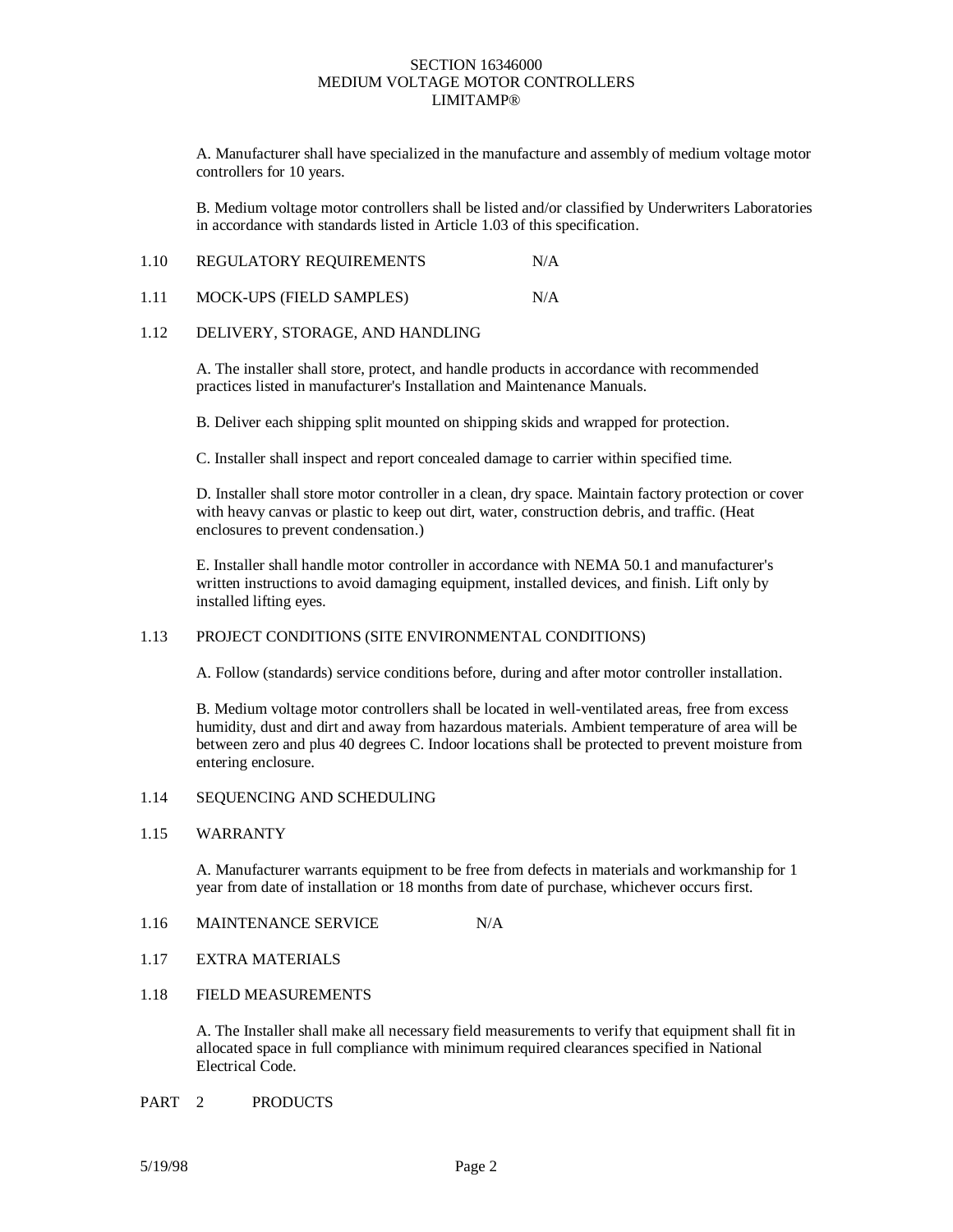A. Manufacturer shall have specialized in the manufacture and assembly of medium voltage motor controllers for 10 years.

B. Medium voltage motor controllers shall be listed and/or classified by Underwriters Laboratories in accordance with standards listed in Article 1.03 of this specification.

1.10 REGULATORY REQUIREMENTS N/A

1.11 MOCK-UPS (FIELD SAMPLES) N/A

1.12 DELIVERY, STORAGE, AND HANDLING

A. The installer shall store, protect, and handle products in accordance with recommended practices listed in manufacturer's Installation and Maintenance Manuals.

B. Deliver each shipping split mounted on shipping skids and wrapped for protection.

C. Installer shall inspect and report concealed damage to carrier within specified time.

D. Installer shall store motor controller in a clean, dry space. Maintain factory protection or cover with heavy canvas or plastic to keep out dirt, water, construction debris, and traffic. (Heat enclosures to prevent condensation.)

E. Installer shall handle motor controller in accordance with NEMA 50.1 and manufacturer's written instructions to avoid damaging equipment, installed devices, and finish. Lift only by installed lifting eyes.

1.13 PROJECT CONDITIONS (SITE ENVIRONMENTAL CONDITIONS)

A. Follow (standards) service conditions before, during and after motor controller installation.

B. Medium voltage motor controllers shall be located in well-ventilated areas, free from excess humidity, dust and dirt and away from hazardous materials. Ambient temperature of area will be between zero and plus 40 degrees C. Indoor locations shall be protected to prevent moisture from entering enclosure.

1.14 SEQUENCING AND SCHEDULING

1.15 WARRANTY

A. Manufacturer warrants equipment to be free from defects in materials and workmanship for 1 year from date of installation or 18 months from date of purchase, whichever occurs first.

1.16 MAINTENANCE SERVICE N/A

1.17 EXTRA MATERIALS

1.18 FIELD MEASUREMENTS

A. The Installer shall make all necessary field measurements to verify that equipment shall fit in allocated space in full compliance with minimum required clearances specified in National Electrical Code.

## PART 2 PRODUCTS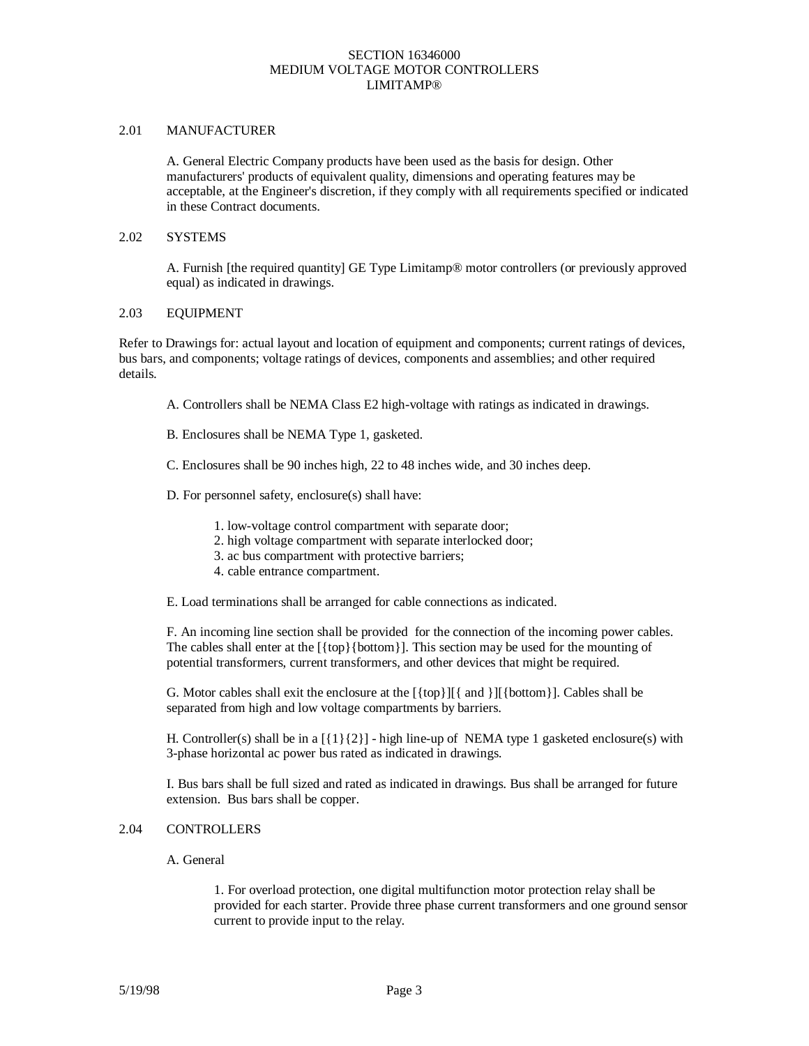SECTION 16346000
MEDIUM VOLTAGE MOTOR CONTROLLERS
LIMITAMP®

## 2.01 MANUFACTURER

A. General Electric Company products have been used as the basis for design. Other manufacturers' products of equivalent quality, dimensions and operating features may be acceptable, at the Engineer's discretion, if they comply with all requirements specified or indicated in these Contract documents.

## 2.02 SYSTEMS

A. Furnish [the required quantity] GE Type Limitamp® motor controllers (or previously approved equal) as indicated in drawings.

## 2.03 EQUIPMENT

Refer to Drawings for: actual layout and location of equipment and components; current ratings of devices, bus bars, and components; voltage ratings of devices, components and assemblies; and other required details.

A. Controllers shall be NEMA Class E2 high-voltage with ratings as indicated in drawings.

B. Enclosures shall be NEMA Type 1, gasketed.

C. Enclosures shall be 90 inches high, 22 to 48 inches wide, and 30 inches deep.

D. For personnel safety, enclosure(s) shall have:

1. low-voltage control compartment with separate door;
2. high voltage compartment with separate interlocked door;
3. ac bus compartment with protective barriers;
4. cable entrance compartment.

E. Load terminations shall be arranged for cable connections as indicated.

F. An incoming line section shall be provided for the connection of the incoming power cables. The cables shall enter at the [{top}{bottom}]. This section may be used for the mounting of potential transformers, current transformers, and other devices that might be required.

G. Motor cables shall exit the enclosure at the [{top}][{ and }][{bottom}]. Cables shall be separated from high and low voltage compartments by barriers.

H. Controller(s) shall be in a [{1}{2}] - high line-up of NEMA type 1 gasketed enclosure(s) with 3-phase horizontal ac power bus rated as indicated in drawings.

I. Bus bars shall be full sized and rated as indicated in drawings. Bus shall be arranged for future extension. Bus bars shall be copper.

## 2.04 CONTROLLERS

A. General

1. For overload protection, one digital multifunction motor protection relay shall be provided for each starter. Provide three phase current transformers and one ground sensor current to provide input to the relay.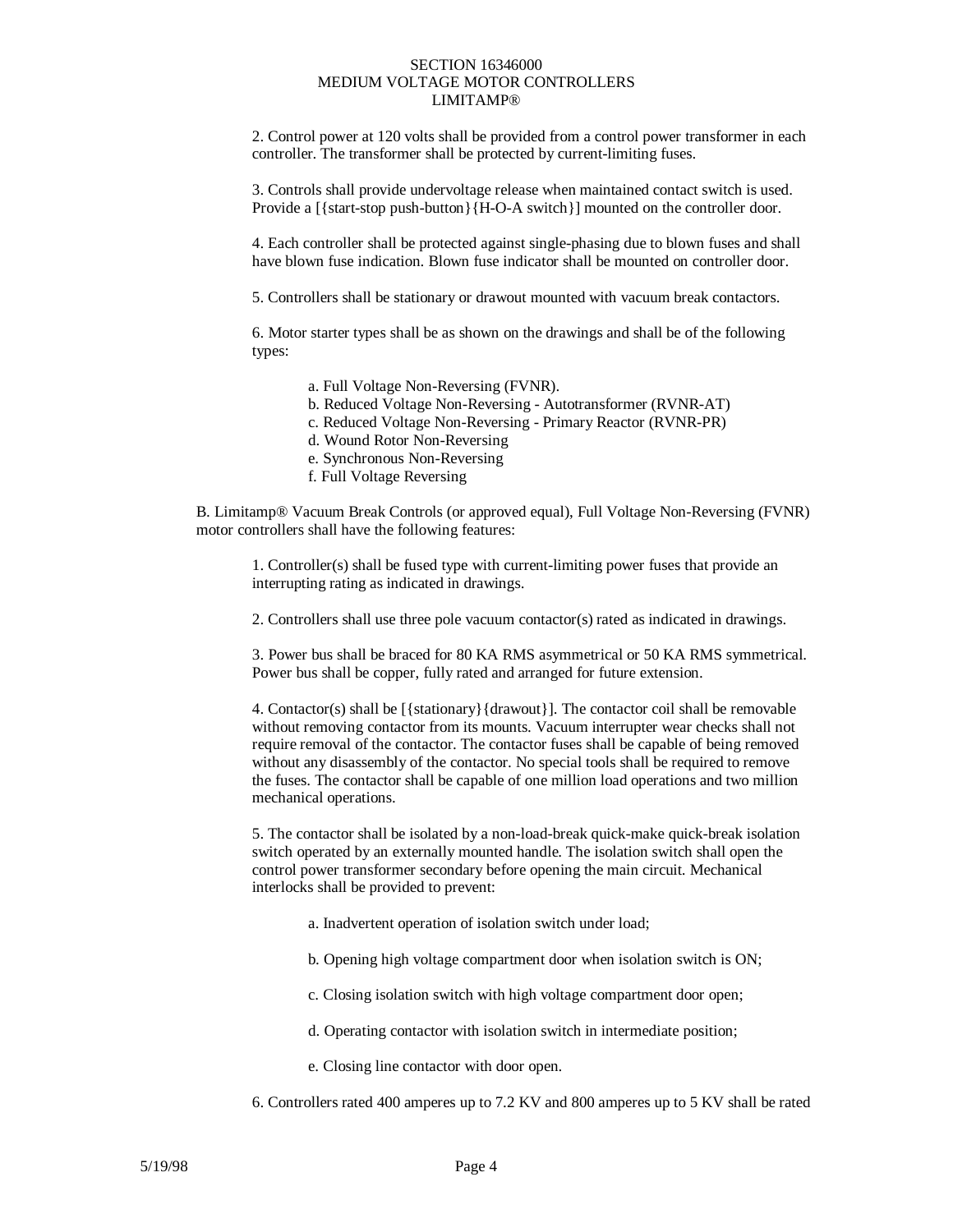2. Control power at 120 volts shall be provided from a control power transformer in each controller. The transformer shall be protected by current-limiting fuses.

3. Controls shall provide undervoltage release when maintained contact switch is used. Provide a [{start-stop push-button}{H-O-A switch}] mounted on the controller door.

4. Each controller shall be protected against single-phasing due to blown fuses and shall have blown fuse indication. Blown fuse indicator shall be mounted on controller door.

5. Controllers shall be stationary or drawout mounted with vacuum break contactors.

6. Motor starter types shall be as shown on the drawings and shall be of the following types:

a. Full Voltage Non-Reversing (FVNR).
b. Reduced Voltage Non-Reversing - Autotransformer (RVNR-AT)
c. Reduced Voltage Non-Reversing - Primary Reactor (RVNR-PR)
d. Wound Rotor Non-Reversing
e. Synchronous Non-Reversing
f. Full Voltage Reversing

B. Limitamp® Vacuum Break Controls (or approved equal), Full Voltage Non-Reversing (FVNR) motor controllers shall have the following features:

1. Controller(s) shall be fused type with current-limiting power fuses that provide an interrupting rating as indicated in drawings.

2. Controllers shall use three pole vacuum contactor(s) rated as indicated in drawings.

3. Power bus shall be braced for 80 KA RMS asymmetrical or 50 KA RMS symmetrical. Power bus shall be copper, fully rated and arranged for future extension.

4. Contactor(s) shall be [{stationary}{drawout}]. The contactor coil shall be removable without removing contactor from its mounts. Vacuum interrupter wear checks shall not require removal of the contactor. The contactor fuses shall be capable of being removed without any disassembly of the contactor. No special tools shall be required to remove the fuses. The contactor shall be capable of one million load operations and two million mechanical operations.

5. The contactor shall be isolated by a non-load-break quick-make quick-break isolation switch operated by an externally mounted handle. The isolation switch shall open the control power transformer secondary before opening the main circuit. Mechanical interlocks shall be provided to prevent:

a. Inadvertent operation of isolation switch under load;

b. Opening high voltage compartment door when isolation switch is ON;

c. Closing isolation switch with high voltage compartment door open;

d. Operating contactor with isolation switch in intermediate position;

e. Closing line contactor with door open.

6. Controllers rated 400 amperes up to 7.2 KV and 800 amperes up to 5 KV shall be rated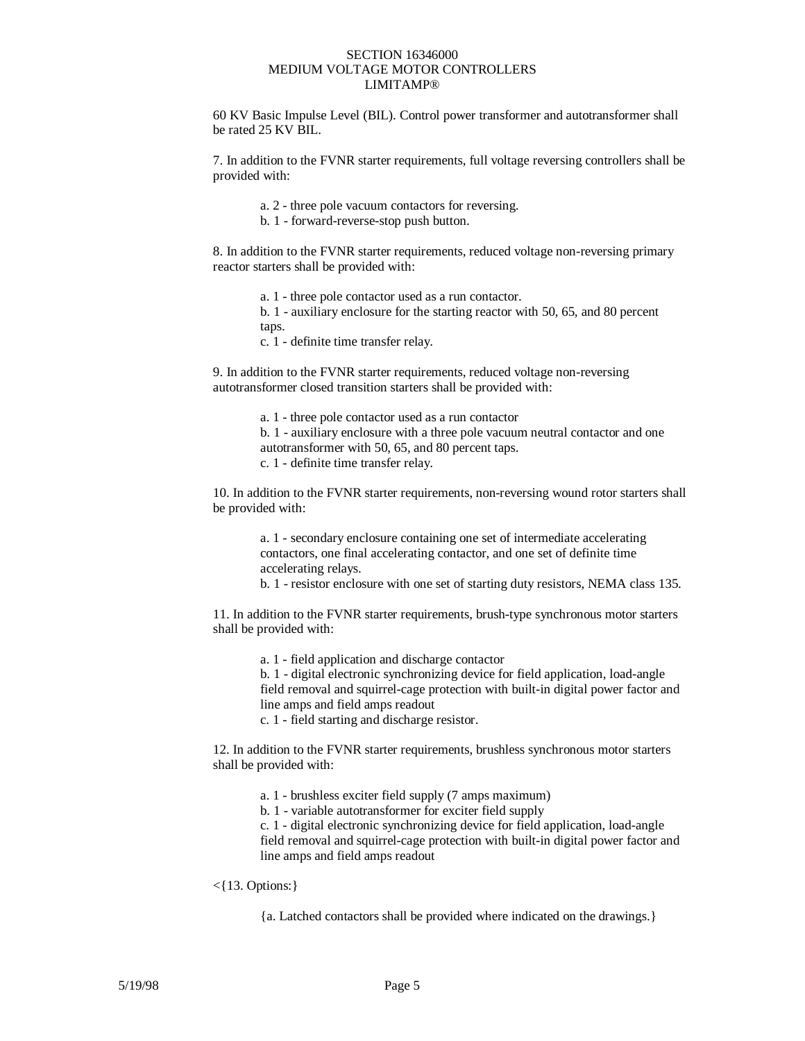60 KV Basic Impulse Level (BIL). Control power transformer and autotransformer shall be rated 25 KV BIL.

7. In addition to the FVNR starter requirements, full voltage reversing controllers shall be provided with:

> a. 2 - three pole vacuum contactors for reversing.
> b. 1 - forward-reverse-stop push button.

8. In addition to the FVNR starter requirements, reduced voltage non-reversing primary reactor starters shall be provided with:

> a. 1 - three pole contactor used as a run contactor.
> b. 1 - auxiliary enclosure for the starting reactor with 50, 65, and 80 percent taps.
> c. 1 - definite time transfer relay.

9. In addition to the FVNR starter requirements, reduced voltage non-reversing autotransformer closed transition starters shall be provided with:

> a. 1 - three pole contactor used as a run contactor
> b. 1 - auxiliary enclosure with a three pole vacuum neutral contactor and one autotransformer with 50, 65, and 80 percent taps.
> c. 1 - definite time transfer relay.

10. In addition to the FVNR starter requirements, non-reversing wound rotor starters shall be provided with:

> a. 1 - secondary enclosure containing one set of intermediate accelerating contactors, one final accelerating contactor, and one set of definite time accelerating relays.
> b. 1 - resistor enclosure with one set of starting duty resistors, NEMA class 135.

11. In addition to the FVNR starter requirements, brush-type synchronous motor starters shall be provided with:

> a. 1 - field application and discharge contactor
> b. 1 - digital electronic synchronizing device for field application, load-angle field removal and squirrel-cage protection with built-in digital power factor and line amps and field amps readout
> c. 1 - field starting and discharge resistor.

12. In addition to the FVNR starter requirements, brushless synchronous motor starters shall be provided with:

> a. 1 - brushless exciter field supply (7 amps maximum)
> b. 1 - variable autotransformer for exciter field supply
> c. 1 - digital electronic synchronizing device for field application, load-angle field removal and squirrel-cage protection with built-in digital power factor and line amps and field amps readout

<{13. Options:}

> {a. Latched contactors shall be provided where indicated on the drawings.}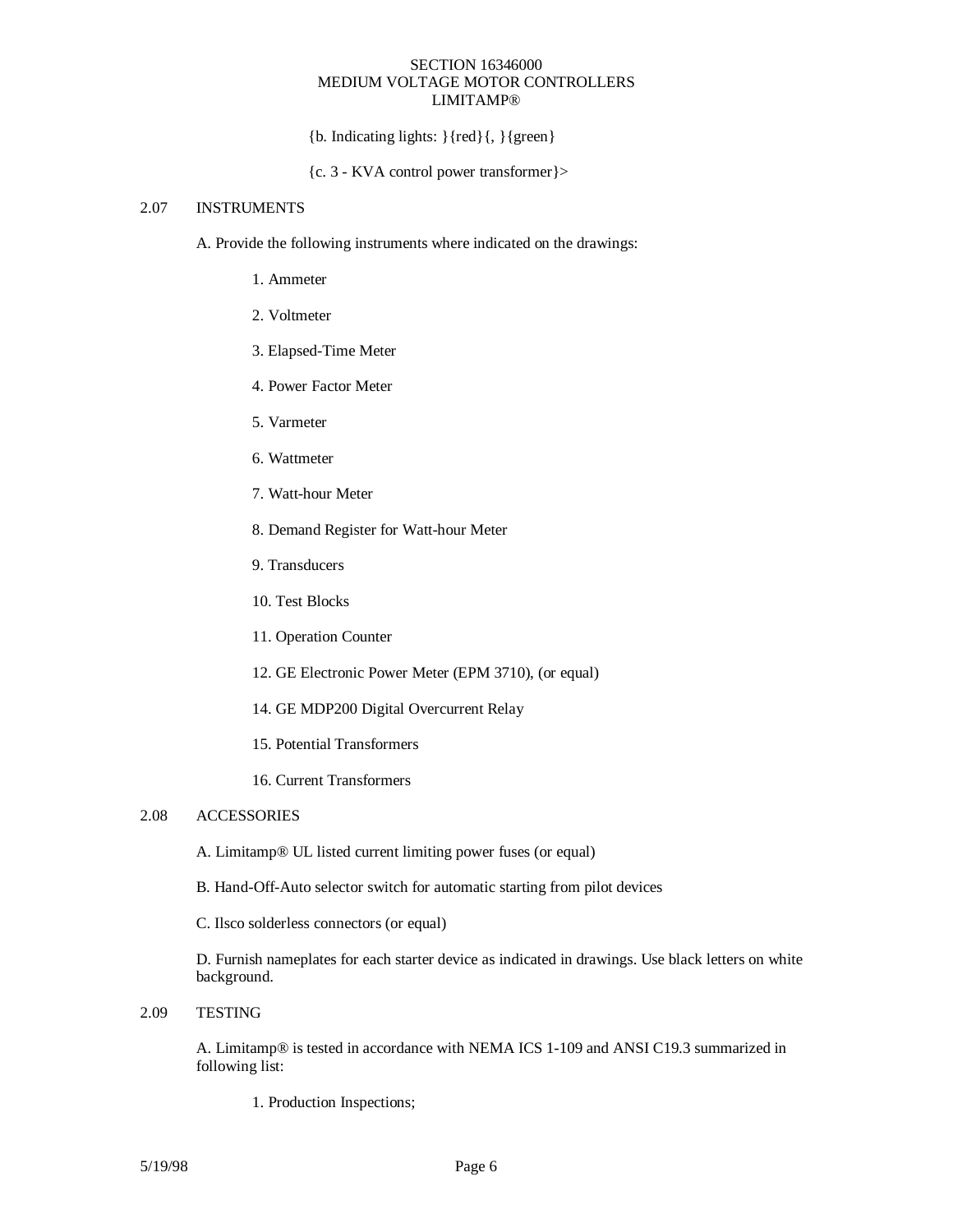{b. Indicating lights: }{red}{, }{green}

{c. 3 - KVA control power transformer}>

## 2.07 INSTRUMENTS

A. Provide the following instruments where indicated on the drawings:

1. Ammeter

2. Voltmeter

3. Elapsed-Time Meter

4. Power Factor Meter

5. Varmeter

6. Wattmeter

7. Watt-hour Meter

8. Demand Register for Watt-hour Meter

9. Transducers

10. Test Blocks

11. Operation Counter

12. GE Electronic Power Meter (EPM 3710), (or equal)

14. GE MDP200 Digital Overcurrent Relay

15. Potential Transformers

16. Current Transformers

## 2.08 ACCESSORIES

A. Limitamp® UL listed current limiting power fuses (or equal)

B. Hand-Off-Auto selector switch for automatic starting from pilot devices

C. Ilsco solderless connectors (or equal)

D. Furnish nameplates for each starter device as indicated in drawings. Use black letters on white background.

## 2.09 TESTING

A. Limitamp® is tested in accordance with NEMA ICS 1-109 and ANSI C19.3 summarized in following list:

1. Production Inspections;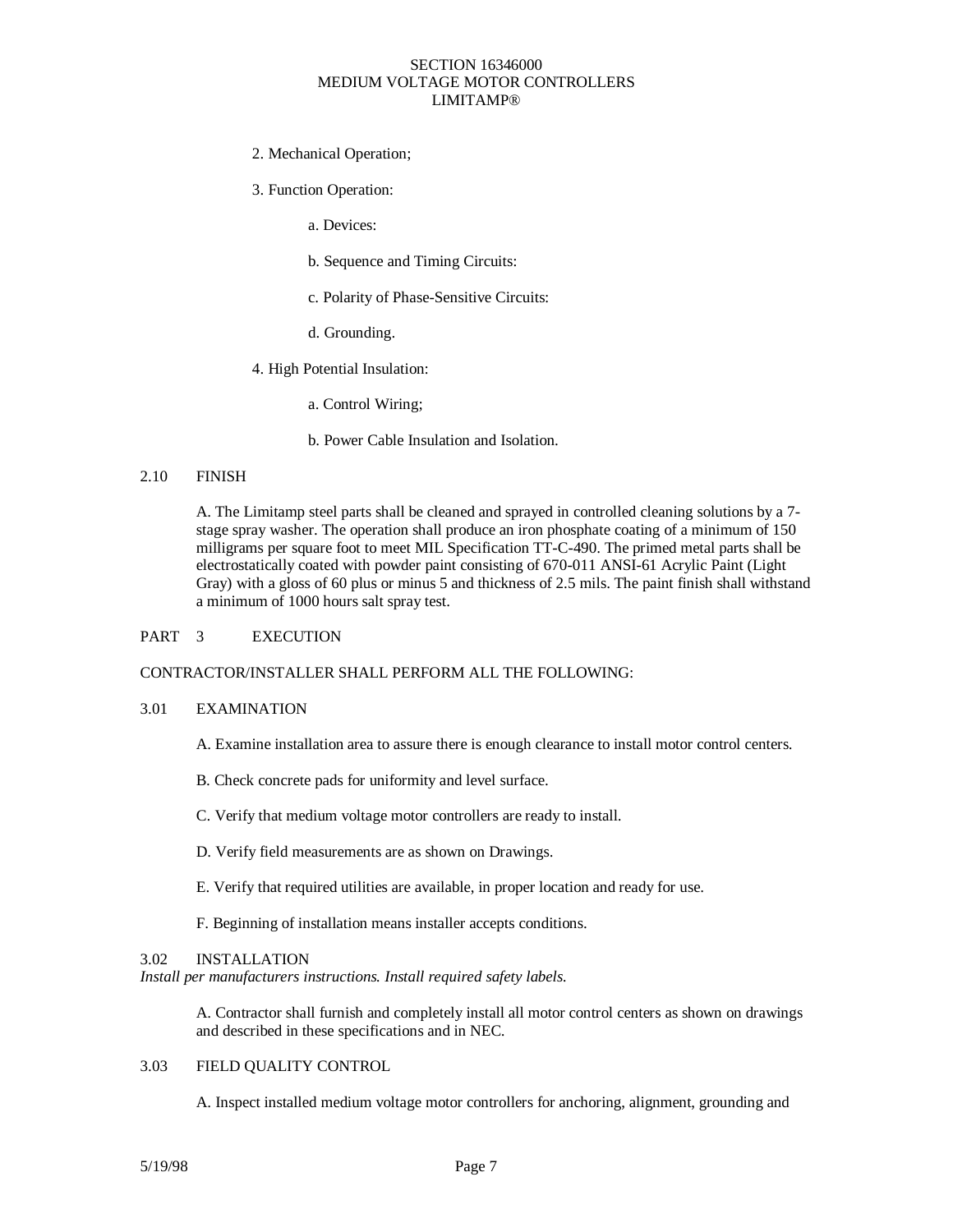2. Mechanical Operation;

3. Function Operation:

a. Devices:

b. Sequence and Timing Circuits:

c. Polarity of Phase-Sensitive Circuits:

d. Grounding.

4. High Potential Insulation:

a. Control Wiring;

b. Power Cable Insulation and Isolation.

## 2.10 FINISH

A. The Limitamp steel parts shall be cleaned and sprayed in controlled cleaning solutions by a 7-stage spray washer. The operation shall produce an iron phosphate coating of a minimum of 150 milligrams per square foot to meet MIL Specification TT-C-490. The primed metal parts shall be electrostatically coated with powder paint consisting of 670-011 ANSI-61 Acrylic Paint (Light Gray) with a gloss of 60 plus or minus 5 and thickness of 2.5 mils. The paint finish shall withstand a minimum of 1000 hours salt spray test.

# PART 3 EXECUTION

CONTRACTOR/INSTALLER SHALL PERFORM ALL THE FOLLOWING:

## 3.01 EXAMINATION

A. Examine installation area to assure there is enough clearance to install motor control centers.

B. Check concrete pads for uniformity and level surface.

C. Verify that medium voltage motor controllers are ready to install.

D. Verify field measurements are as shown on Drawings.

E. Verify that required utilities are available, in proper location and ready for use.

F. Beginning of installation means installer accepts conditions.

## 3.02 INSTALLATION

*Install per manufacturers instructions. Install required safety labels.*

A. Contractor shall furnish and completely install all motor control centers as shown on drawings and described in these specifications and in NEC.

## 3.03 FIELD QUALITY CONTROL

A. Inspect installed medium voltage motor controllers for anchoring, alignment, grounding and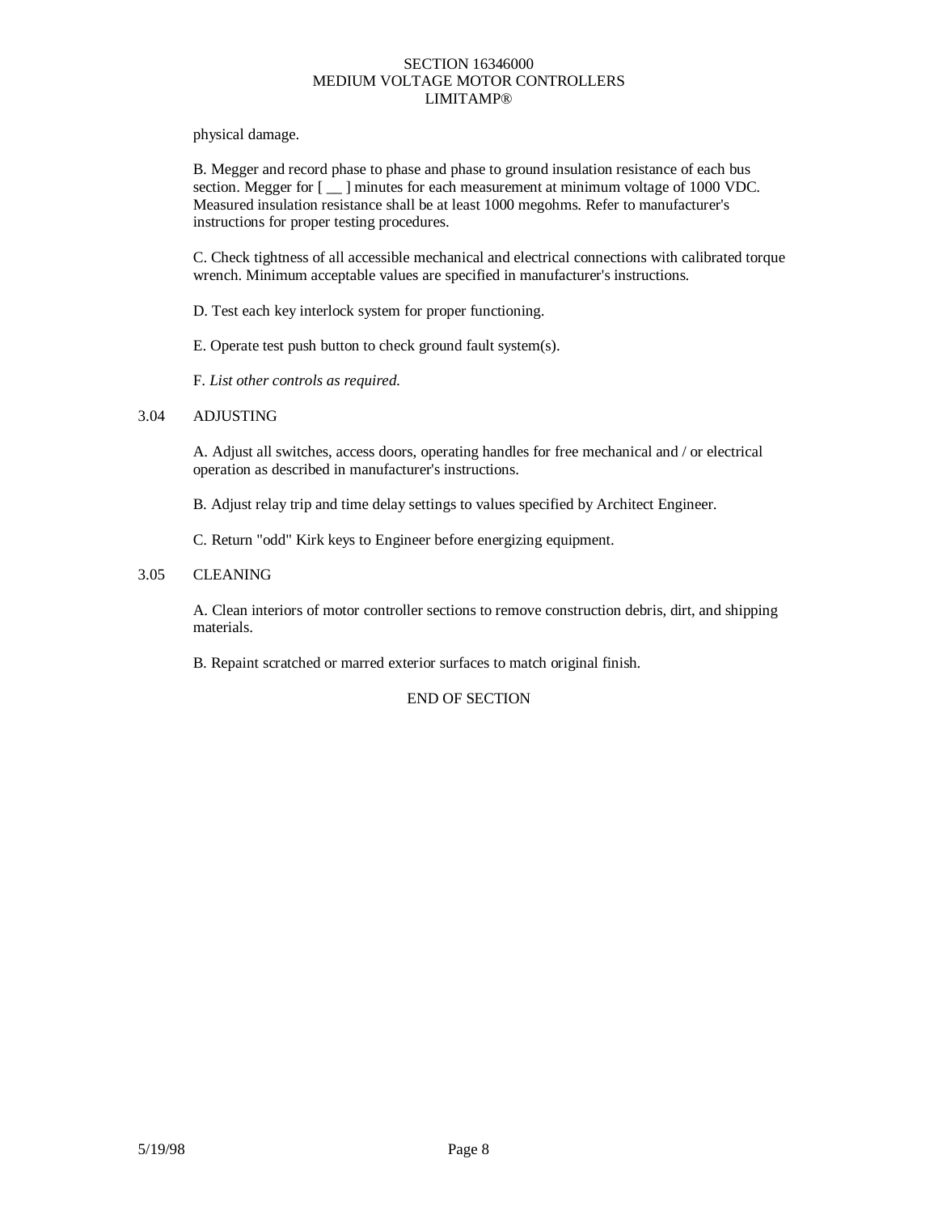physical damage.

B. Megger and record phase to phase and phase to ground insulation resistance of each bus section. Megger for [ __ ] minutes for each measurement at minimum voltage of 1000 VDC. Measured insulation resistance shall be at least 1000 megohms. Refer to manufacturer's instructions for proper testing procedures.

C. Check tightness of all accessible mechanical and electrical connections with calibrated torque wrench. Minimum acceptable values are specified in manufacturer's instructions.

D. Test each key interlock system for proper functioning.

E. Operate test push button to check ground fault system(s).

F. *List other controls as required.*

## 3.04 ADJUSTING

A. Adjust all switches, access doors, operating handles for free mechanical and / or electrical operation as described in manufacturer's instructions.

B. Adjust relay trip and time delay settings to values specified by Architect Engineer.

C. Return "odd" Kirk keys to Engineer before energizing equipment.

## 3.05 CLEANING

A. Clean interiors of motor controller sections to remove construction debris, dirt, and shipping materials.

B. Repaint scratched or marred exterior surfaces to match original finish.

END OF SECTION